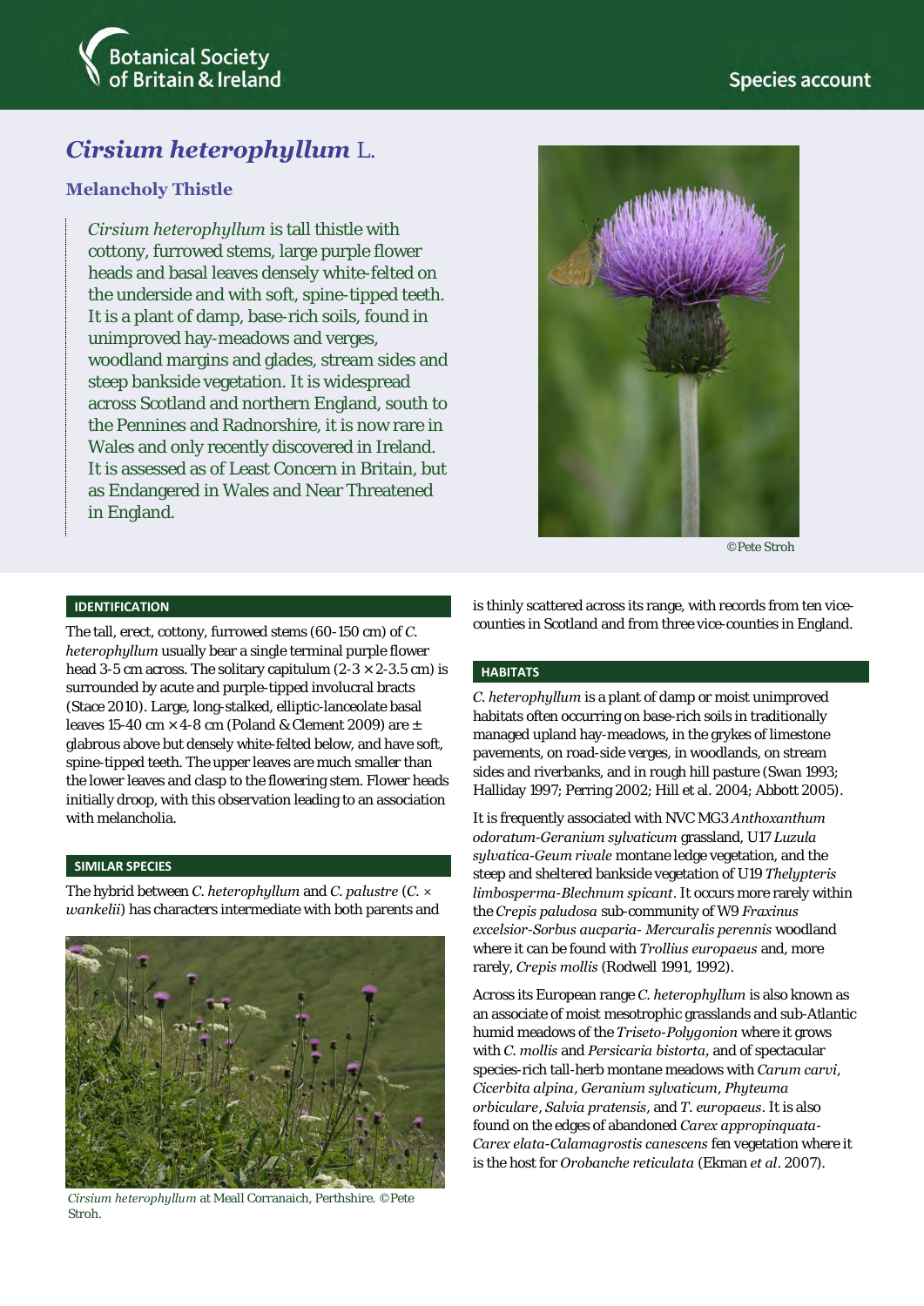Botanical Society of Britain & Ireland

Species account

# *Cirsium heterophyllum* L.

## Melancholy Thistle

*Cirsium heterophyllum* is tall thistle with cottony, furrowed stems, large purple flower heads and basal leaves densely white-felted on the underside and with soft, spine-tipped teeth. It is a plant of damp, base-rich soils, found in unimproved hay-meadows and verges, woodland margins and glades, stream sides and steep bankside vegetation. It is widespread across Scotland and northern England, south to the Pennines and Radnorshire, it is now rare in Wales and only recently discovered in Ireland. It is assessed as of Least Concern in Britain, but as Endangered in Wales and Near Threatened in England.

©Pete Stroh

### IDENTIFICATION

The tall, erect, cottony, furrowed stems (60-150 cm) of *C. heterophyllum* usually bear a single terminal purple flower head 3-5 cm across. The solitary capitulum (2-3 × 2-3.5 cm) is surrounded by acute and purple-tipped involucral bracts (Stace 2010). Large, long-stalked, elliptic-lanceolate basal leaves 15-40 cm × 4-8 cm (Poland & Clement 2009) are ± glabrous above but densely white-felted below, and have soft, spine-tipped teeth. The upper leaves are much smaller than the lower leaves and clasp to the flowering stem. Flower heads initially droop, with this observation leading to an association with melancholia.

### SIMILAR SPECIES

The hybrid between *C. heterophyllum* and *C. palustre* (*C.* × *wankelii*) has characters intermediate with both parents and is thinly scattered across its range, with records from ten vice-counties in Scotland and from three vice-counties in England.

*Cirsium heterophyllum* at Meall Corranaich, Perthshire. ©Pete Stroh.

### HABITATS

*C. heterophyllum* is a plant of damp or moist unimproved habitats often occurring on base-rich soils in traditionally managed upland hay-meadows, in the grykes of limestone pavements, on road-side verges, in woodlands, on stream sides and riverbanks, and in rough hill pasture (Swan 1993; Halliday 1997; Perring 2002; Hill et al. 2004; Abbott 2005).

It is frequently associated with NVC MG3 *Anthoxanthum odoratum-Geranium sylvaticum* grassland, U17 *Luzula sylvatica-Geum rivale* montane ledge vegetation, and the steep and sheltered bankside vegetation of U19 *Thelypteris limbosperma-Blechnum spicant*. It occurs more rarely within the *Crepis paludosa* sub-community of W9 *Fraxinus excelsior-Sorbus aucparia- Mercuralis perennis* woodland where it can be found with *Trollius europaeus* and, more rarely, *Crepis mollis* (Rodwell 1991, 1992).

Across its European range *C. heterophyllum* is also known as an associate of moist mesotrophic grasslands and sub-Atlantic humid meadows of the *Triseto-Polygonion* where it grows with *C. mollis* and *Persicaria bistorta*, and of spectacular species-rich tall-herb montane meadows with *Carum carvi*, *Cicerbita alpina*, *Geranium sylvaticum*, *Phyteuma orbiculare*, *Salvia pratensis*, and *T. europaeus*. It is also found on the edges of abandoned *Carex appropinquata-Carex elata-Calamagrostis canescens* fen vegetation where it is the host for *Orobanche reticulata* (Ekman *et al*. 2007).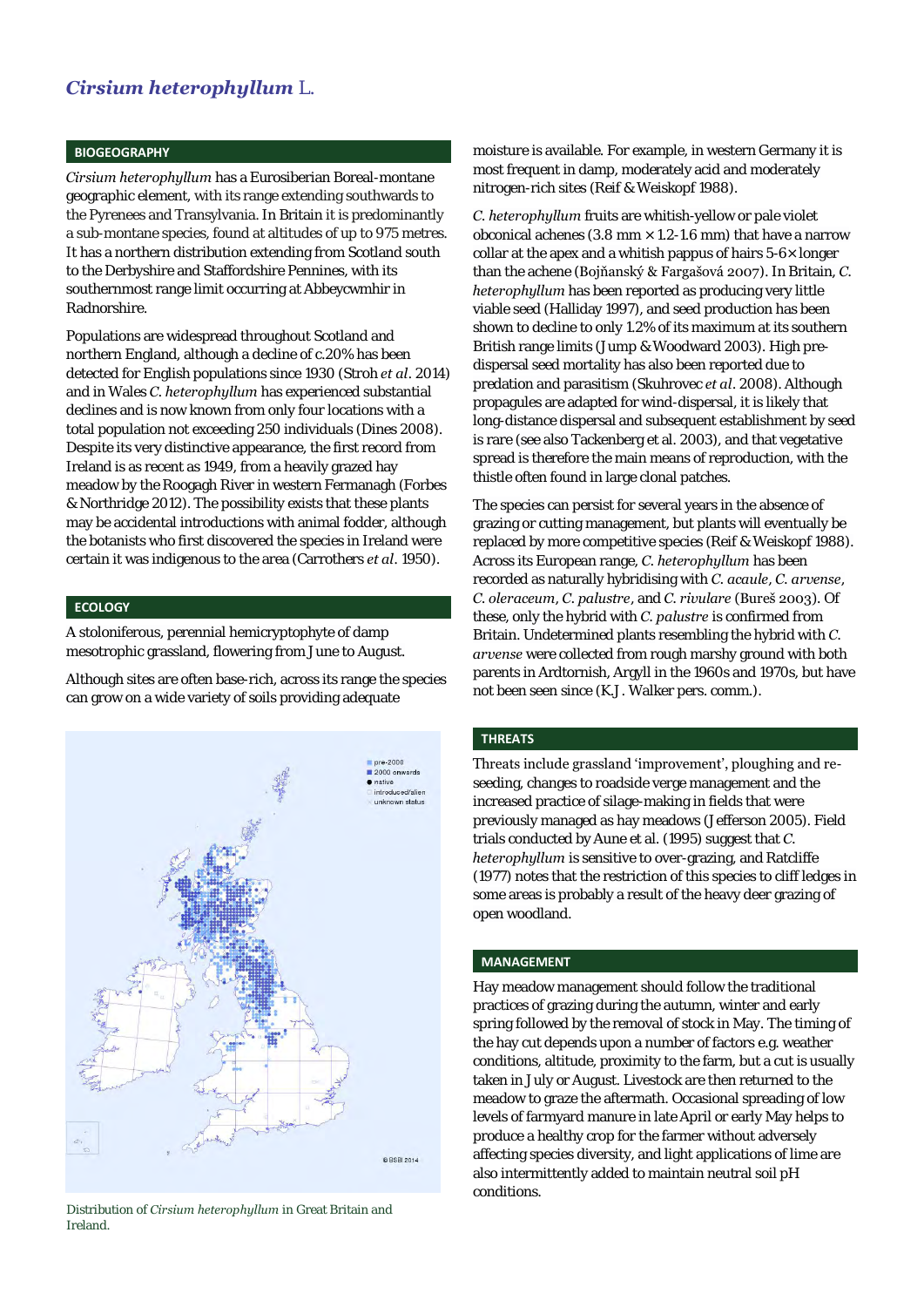# *Cirsium heterophyllum* L.

## BIOGEOGRAPHY

*Cirsium heterophyllum* has a Eurosiberian Boreal-montane geographic element, with its range extending southwards to the Pyrenees and Transylvania. In Britain it is predominantly a sub-montane species, found at altitudes of up to 975 metres. It has a northern distribution extending from Scotland south to the Derbyshire and Staffordshire Pennines, with its southernmost range limit occurring at Abbeycwmhir in Radnorshire.

Populations are widespread throughout Scotland and northern England, although a decline of c.20% has been detected for English populations since 1930 (Stroh *et al*. 2014) and in Wales *C. heterophyllum* has experienced substantial declines and is now known from only four locations with a total population not exceeding 250 individuals (Dines 2008). Despite its very distinctive appearance, the first record from Ireland is as recent as 1949, from a heavily grazed hay meadow by the Roogagh River in western Fermanagh (Forbes & Northridge 2012). The possibility exists that these plants may be accidental introductions with animal fodder, although the botanists who first discovered the species in Ireland were certain it was indigenous to the area (Carrothers *et al*. 1950).

## ECOLOGY

A stoloniferous, perennial hemicryptophyte of damp mesotrophic grassland, flowering from June to August.

Although sites are often base-rich, across its range the species can grow on a wide variety of soils providing adequate moisture is available. For example, in western Germany it is most frequent in damp, moderately acid and moderately nitrogen-rich sites (Reif & Weiskopf 1988).

*C. heterophyllum* fruits are whitish-yellow or pale violet obconical achenes (3.8 mm × 1.2-1.6 mm) that have a narrow collar at the apex and a whitish pappus of hairs 5-6× longer than the achene (Bojňanský & Fargašová 2007). In Britain, *C. heterophyllum* has been reported as producing very little viable seed (Halliday 1997), and seed production has been shown to decline to only 1.2% of its maximum at its southern British range limits (Jump & Woodward 2003). High pre-dispersal seed mortality has also been reported due to predation and parasitism (Skuhrovec *et al*. 2008). Although propagules are adapted for wind-dispersal, it is likely that long-distance dispersal and subsequent establishment by seed is rare (see also Tackenberg et al. 2003), and that vegetative spread is therefore the main means of reproduction, with the thistle often found in large clonal patches.

The species can persist for several years in the absence of grazing or cutting management, but plants will eventually be replaced by more competitive species (Reif & Weiskopf 1988). Across its European range, *C. heterophyllum* has been recorded as naturally hybridising with *C. acaule*, *C. arvense*, *C. oleraceum*, *C. palustre*, and *C. rivulare* (Bureš 2003). Of these, only the hybrid with *C. palustre* is confirmed from Britain. Undetermined plants resembling the hybrid with *C. arvense* were collected from rough marshy ground with both parents in Ardtornish, Argyll in the 1960s and 1970s, but have not been seen since (K.J. Walker pers. comm.).

Distribution of *Cirsium heterophyllum* in Great Britain and Ireland.

## THREATS

Threats include grassland 'improvement', ploughing and re-seeding, changes to roadside verge management and the increased practice of silage-making in fields that were previously managed as hay meadows (Jefferson 2005). Field trials conducted by Aune et al. (1995) suggest that *C. heterophyllum* is sensitive to over-grazing, and Ratcliffe (1977) notes that the restriction of this species to cliff ledges in some areas is probably a result of the heavy deer grazing of open woodland.

## MANAGEMENT

Hay meadow management should follow the traditional practices of grazing during the autumn, winter and early spring followed by the removal of stock in May. The timing of the hay cut depends upon a number of factors e.g. weather conditions, altitude, proximity to the farm, but a cut is usually taken in July or August. Livestock are then returned to the meadow to graze the aftermath. Occasional spreading of low levels of farmyard manure in late April or early May helps to produce a healthy crop for the farmer without adversely affecting species diversity, and light applications of lime are also intermittently added to maintain neutral soil pH conditions.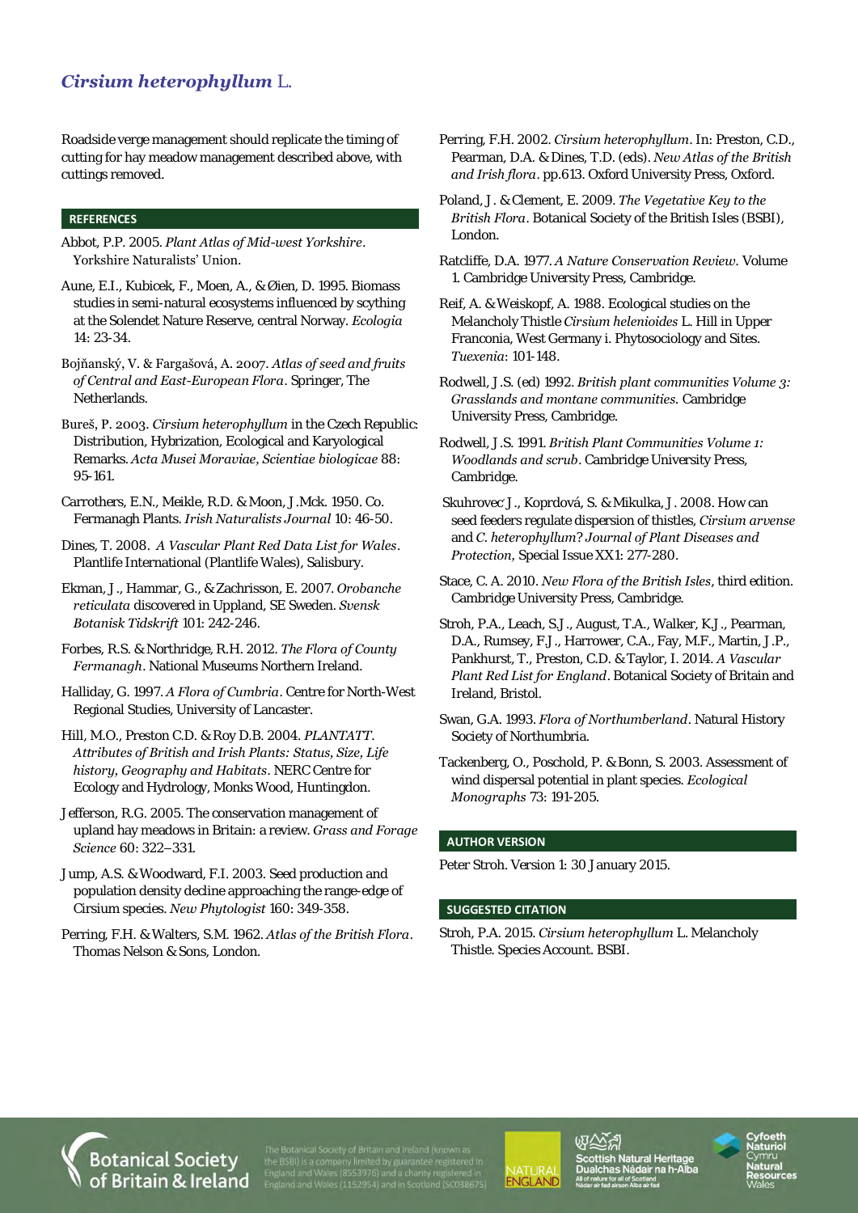## *Cirsium heterophyllum* L.

Roadside verge management should replicate the timing of cutting for hay meadow management described above, with cuttings removed.

### REFERENCES

Abbot, P.P. 2005. *Plant Atlas of Mid-west Yorkshire*. Yorkshire Naturalists' Union.

Aune, E.I., Kubicek, F., Moen, A., & Øien, D. 1995. Biomass studies in semi-natural ecosystems influenced by scything at the Solendet Nature Reserve, central Norway. *Ecologia* 14: 23-34.

Bojňanský, V. & Fargašová, A. 2007. *Atlas of seed and fruits of Central and East-European Flora*. Springer, The Netherlands.

Bureš, P. 2003. *Cirsium heterophyllum* in the Czech Republic: Distribution, Hybrization, Ecological and Karyological Remarks. *Acta Musei Moraviae, Scientiae biologicae* 88: 95-161.

Carrothers, E.N., Meikle, R.D. & Moon, J.Mck. 1950. Co. Fermanagh Plants. *Irish Naturalists Journal* 10: 46-50.

Dines, T. 2008. *A Vascular Plant Red Data List for Wales*. Plantlife International (Plantlife Wales), Salisbury.

Ekman, J., Hammar, G., & Zachrisson, E. 2007. *Orobanche reticulata* discovered in Uppland, SE Sweden. *Svensk Botanisk Tidskrift* 101: 242-246.

Forbes, R.S. & Northridge, R.H. 2012. *The Flora of County Fermanagh*. National Museums Northern Ireland.

Halliday, G. 1997. *A Flora of Cumbria*. Centre for North-West Regional Studies, University of Lancaster.

Hill, M.O., Preston C.D. & Roy D.B. 2004. *PLANTATT. Attributes of British and Irish Plants: Status, Size, Life history, Geography and Habitats*. NERC Centre for Ecology and Hydrology, Monks Wood, Huntingdon.

Jefferson, R.G. 2005. The conservation management of upland hay meadows in Britain: a review. *Grass and Forage Science* 60: 322–331.

Jump, A.S. & Woodward, F.I. 2003. Seed production and population density decline approaching the range-edge of Cirsium species. *New Phytologist* 160: 349-358.

Perring, F.H. & Walters, S.M. 1962. *Atlas of the British Flora*. Thomas Nelson & Sons, London.

Perring, F.H. 2002. *Cirsium heterophyllum*. In: Preston, C.D., Pearman, D.A. & Dines, T.D. (eds). *New Atlas of the British and Irish flora*. pp.613. Oxford University Press, Oxford.

Poland, J. & Clement, E. 2009. *The Vegetative Key to the British Flora*. Botanical Society of the British Isles (BSBI), London.

Ratcliffe, D.A. 1977. *A Nature Conservation Review*. Volume 1. Cambridge University Press, Cambridge.

Reif, A. & Weiskopf, A. 1988. Ecological studies on the Melancholy Thistle *Cirsium helenioides* L. Hill in Upper Franconia, West Germany i. Phytosociology and Sites. *Tuexenia*: 101-148.

Rodwell, J.S. (ed) 1992. *British plant communities Volume 3: Grasslands and montane communities*. Cambridge University Press, Cambridge.

Rodwell, J.S. 1991. *British Plant Communities Volume 1: Woodlands and scrub*. Cambridge University Press, Cambridge.

Skuhrovec J., Koprdová, S. & Mikulka, J. 2008. How can seed feeders regulate dispersion of thistles, *Cirsium arvense* and *C. heterophyllum*? *Journal of Plant Diseases and Protection*, Special Issue XX1: 277-280.

Stace, C. A. 2010. *New Flora of the British Isles*, third edition. Cambridge University Press, Cambridge.

Stroh, P.A., Leach, S.J., August, T.A., Walker, K.J., Pearman, D.A., Rumsey, F.J., Harrower, C.A., Fay, M.F., Martin, J.P., Pankhurst, T., Preston, C.D. & Taylor, I. 2014. *A Vascular Plant Red List for England*. Botanical Society of Britain and Ireland, Bristol.

Swan, G.A. 1993. *Flora of Northumberland*. Natural History Society of Northumbria.

Tackenberg, O., Poschold, P. & Bonn, S. 2003. Assessment of wind dispersal potential in plant species. *Ecological Monographs* 73: 191-205.

### AUTHOR VERSION

Peter Stroh. Version 1: 30 January 2015.

### SUGGESTED CITATION

Stroh, P.A. 2015. *Cirsium heterophyllum* L. Melancholy Thistle. Species Account. BSBI.

Botanical Society of Britain & Ireland

The Botanical Society of Britain and Ireland (known as the BSBI) is a company limited by guarantee registered in England and Wales (8553976) and a charity registered in England and Wales (1152954) and in Scotland (SC038675)